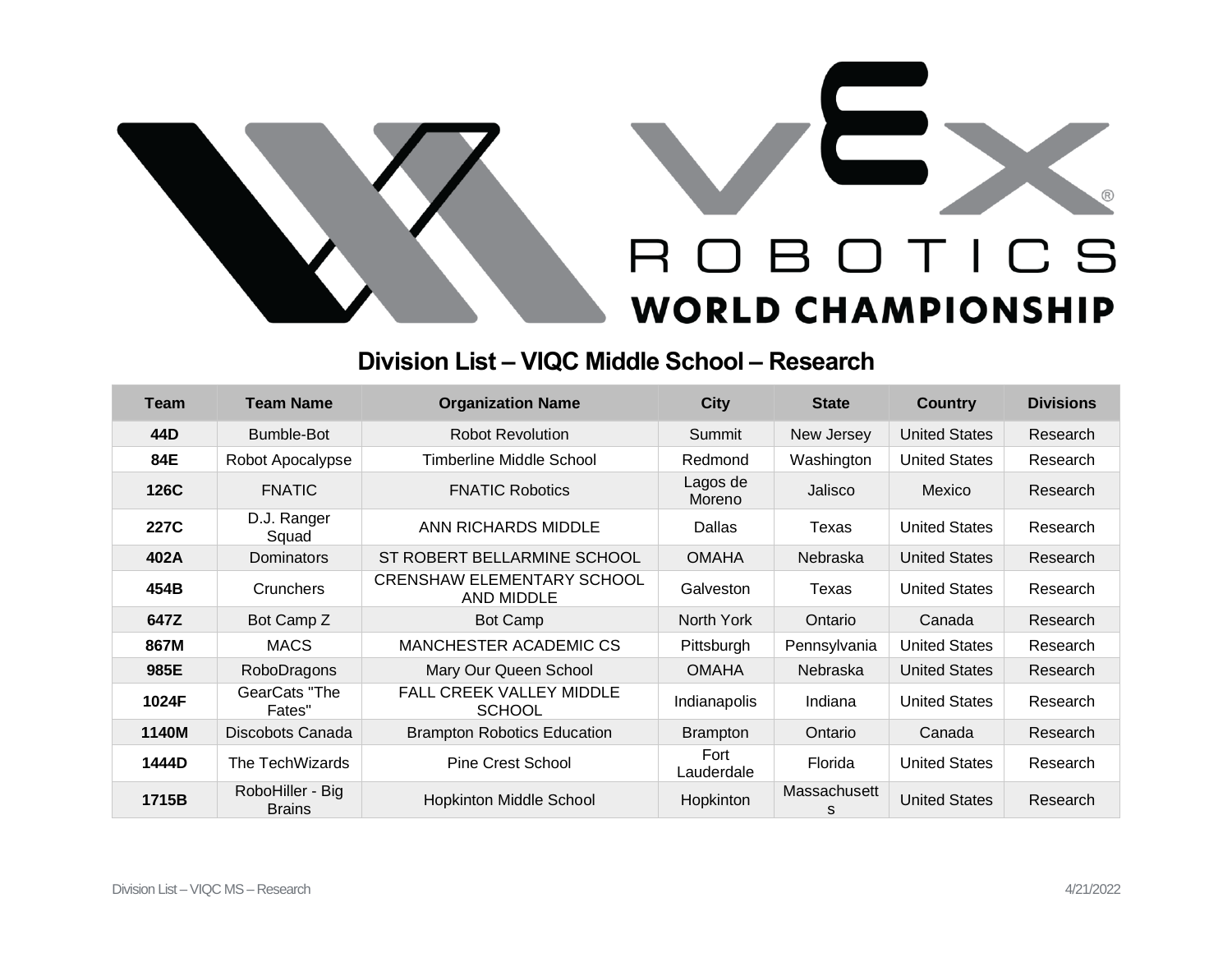# VEX ROBOTICS WORLD CHAMPIONSHIP

## Division List – VIQC Middle School – Research

| Team | Team Name | Organization Name | City | State | Country | Divisions |
|---|---|---|---|---|---|---|
| **44D** | Bumble-Bot | Robot Revolution | Summit | New Jersey | United States | Research |
| **84E** | Robot Apocalypse | Timberline Middle School | Redmond | Washington | United States | Research |
| **126C** | FNATIC | FNATIC Robotics | Lagos de Moreno | Jalisco | Mexico | Research |
| **227C** | D.J. Ranger Squad | ANN RICHARDS MIDDLE | Dallas | Texas | United States | Research |
| **402A** | Dominators | ST ROBERT BELLARMINE SCHOOL | OMAHA | Nebraska | United States | Research |
| **454B** | Crunchers | CRENSHAW ELEMENTARY SCHOOL AND MIDDLE | Galveston | Texas | United States | Research |
| **647Z** | Bot Camp Z | Bot Camp | North York | Ontario | Canada | Research |
| **867M** | MACS | MANCHESTER ACADEMIC CS | Pittsburgh | Pennsylvania | United States | Research |
| **985E** | RoboDragons | Mary Our Queen School | OMAHA | Nebraska | United States | Research |
| **1024F** | GearCats "The Fates" | FALL CREEK VALLEY MIDDLE SCHOOL | Indianapolis | Indiana | United States | Research |
| **1140M** | Discobots Canada | Brampton Robotics Education | Brampton | Ontario | Canada | Research |
| **1444D** | The TechWizards | Pine Crest School | Fort Lauderdale | Florida | United States | Research |
| **1715B** | RoboHiller - Big Brains | Hopkinton Middle School | Hopkinton | Massachusetts | United States | Research |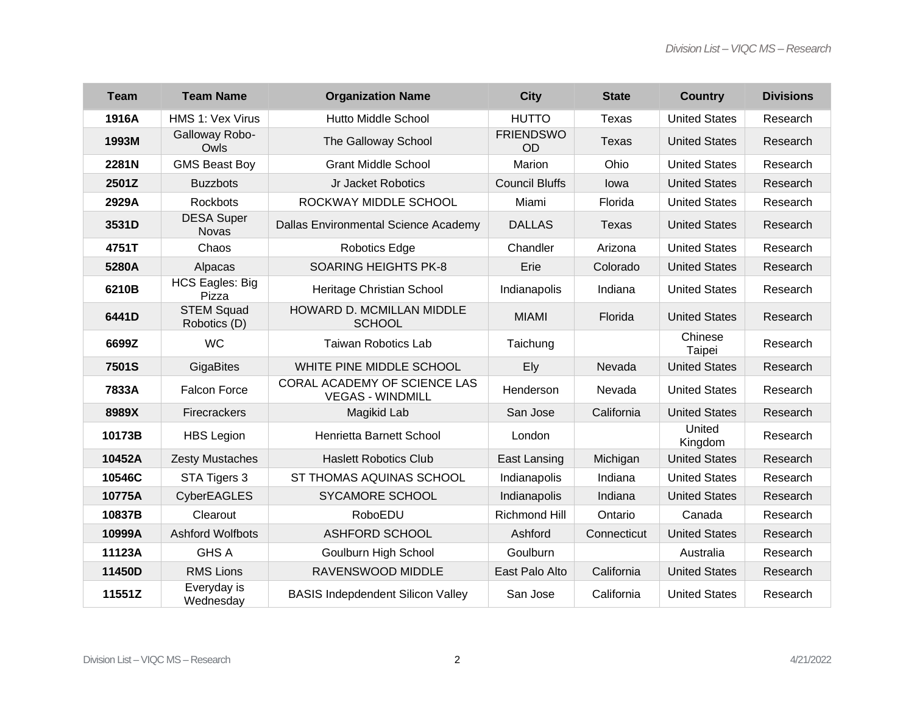| Team | Team Name | Organization Name | City | State | Country | Divisions |
|---|---|---|---|---|---|---|
| **1916A** | HMS 1: Vex Virus | Hutto Middle School | HUTTO | Texas | United States | Research |
| **1993M** | Galloway Robo-Owls | The Galloway School | FRIENDSWOOD | Texas | United States | Research |
| **2281N** | GMS Beast Boy | Grant Middle School | Marion | Ohio | United States | Research |
| **2501Z** | Buzzbots | Jr Jacket Robotics | Council Bluffs | Iowa | United States | Research |
| **2929A** | Rockbots | ROCKWAY MIDDLE SCHOOL | Miami | Florida | United States | Research |
| **3531D** | DESA Super Novas | Dallas Environmental Science Academy | DALLAS | Texas | United States | Research |
| **4751T** | Chaos | Robotics Edge | Chandler | Arizona | United States | Research |
| **5280A** | Alpacas | SOARING HEIGHTS PK-8 | Erie | Colorado | United States | Research |
| **6210B** | HCS Eagles: Big Pizza | Heritage Christian School | Indianapolis | Indiana | United States | Research |
| **6441D** | STEM Squad Robotics (D) | HOWARD D. MCMILLAN MIDDLE SCHOOL | MIAMI | Florida | United States | Research |
| **6699Z** | WC | Taiwan Robotics Lab | Taichung | | Chinese Taipei | Research |
| **7501S** | GigaBites | WHITE PINE MIDDLE SCHOOL | Ely | Nevada | United States | Research |
| **7833A** | Falcon Force | CORAL ACADEMY OF SCIENCE LAS VEGAS - WINDMILL | Henderson | Nevada | United States | Research |
| **8989X** | Firecrackers | Magikid Lab | San Jose | California | United States | Research |
| **10173B** | HBS Legion | Henrietta Barnett School | London | | United Kingdom | Research |
| **10452A** | Zesty Mustaches | Haslett Robotics Club | East Lansing | Michigan | United States | Research |
| **10546C** | STA Tigers 3 | ST THOMAS AQUINAS SCHOOL | Indianapolis | Indiana | United States | Research |
| **10775A** | CyberEAGLES | SYCAMORE SCHOOL | Indianapolis | Indiana | United States | Research |
| **10837B** | Clearout | RoboEDU | Richmond Hill | Ontario | Canada | Research |
| **10999A** | Ashford Wolfbots | ASHFORD SCHOOL | Ashford | Connecticut | United States | Research |
| **11123A** | GHS A | Goulburn High School | Goulburn | | Australia | Research |
| **11450D** | RMS Lions | RAVENSWOOD MIDDLE | East Palo Alto | California | United States | Research |
| **11551Z** | Everyday is Wednesday | BASIS Indepdendent Silicon Valley | San Jose | California | United States | Research |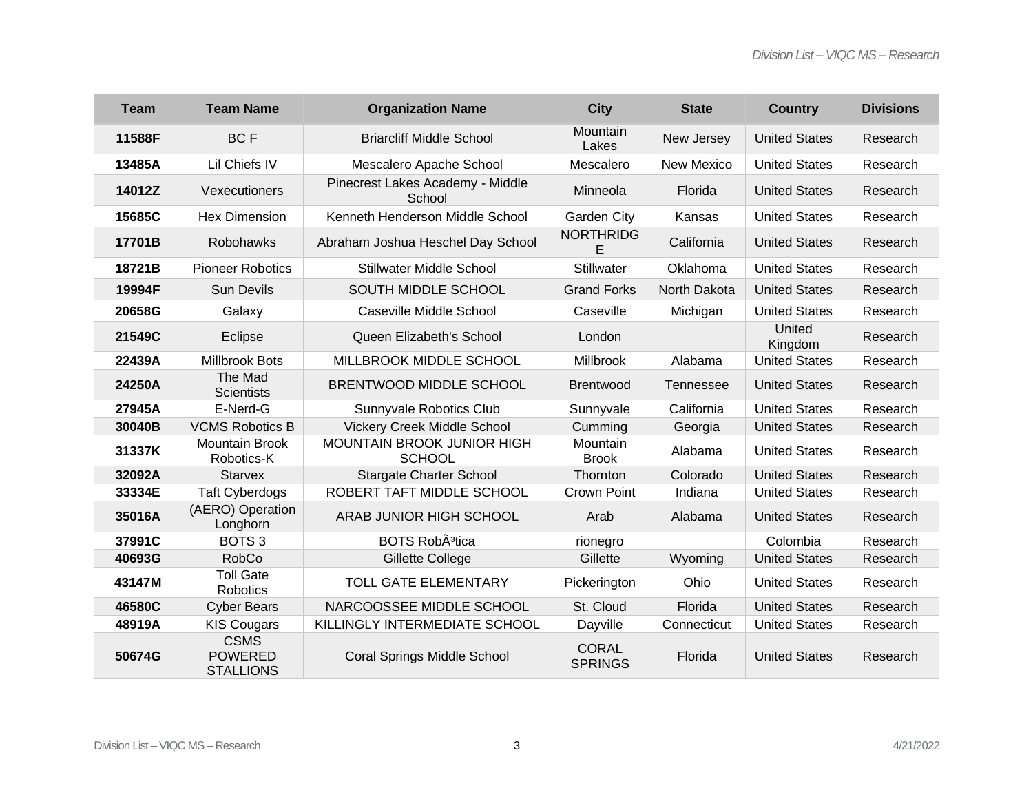| Team | Team Name | Organization Name | City | State | Country | Divisions |
| --- | --- | --- | --- | --- | --- | --- |
| **11588F** | BC F | Briarcliff Middle School | Mountain Lakes | New Jersey | United States | Research |
| **13485A** | Lil Chiefs IV | Mescalero Apache School | Mescalero | New Mexico | United States | Research |
| **14012Z** | Vexecutioners | Pinecrest Lakes Academy - Middle School | Minneola | Florida | United States | Research |
| **15685C** | Hex Dimension | Kenneth Henderson Middle School | Garden City | Kansas | United States | Research |
| **17701B** | Robohawks | Abraham Joshua Heschel Day School | NORTHRIDGE | California | United States | Research |
| **18721B** | Pioneer Robotics | Stillwater Middle School | Stillwater | Oklahoma | United States | Research |
| **19994F** | Sun Devils | SOUTH MIDDLE SCHOOL | Grand Forks | North Dakota | United States | Research |
| **20658G** | Galaxy | Caseville Middle School | Caseville | Michigan | United States | Research |
| **21549C** | Eclipse | Queen Elizabeth's School | London | | United Kingdom | Research |
| **22439A** | Millbrook Bots | MILLBROOK MIDDLE SCHOOL | Millbrook | Alabama | United States | Research |
| **24250A** | The Mad Scientists | BRENTWOOD MIDDLE SCHOOL | Brentwood | Tennessee | United States | Research |
| **27945A** | E-Nerd-G | Sunnyvale Robotics Club | Sunnyvale | California | United States | Research |
| **30040B** | VCMS Robotics B | Vickery Creek Middle School | Cumming | Georgia | United States | Research |
| **31337K** | Mountain Brook Robotics-K | MOUNTAIN BROOK JUNIOR HIGH SCHOOL | Mountain Brook | Alabama | United States | Research |
| **32092A** | Starvex | Stargate Charter School | Thornton | Colorado | United States | Research |
| **33334E** | Taft Cyberdogs | ROBERT TAFT MIDDLE SCHOOL | Crown Point | Indiana | United States | Research |
| **35016A** | (AERO) Operation Longhorn | ARAB JUNIOR HIGH SCHOOL | Arab | Alabama | United States | Research |
| **37991C** | BOTS 3 | BOTS RobÃ³tica | rionegro | | Colombia | Research |
| **40693G** | RobCo | Gillette College | Gillette | Wyoming | United States | Research |
| **43147M** | Toll Gate Robotics | TOLL GATE ELEMENTARY | Pickerington | Ohio | United States | Research |
| **46580C** | Cyber Bears | NARCOOSSEE MIDDLE SCHOOL | St. Cloud | Florida | United States | Research |
| **48919A** | KIS Cougars | KILLINGLY INTERMEDIATE SCHOOL | Dayville | Connecticut | United States | Research |
| **50674G** | CSMS POWERED STALLIONS | Coral Springs Middle School | CORAL SPRINGS | Florida | United States | Research |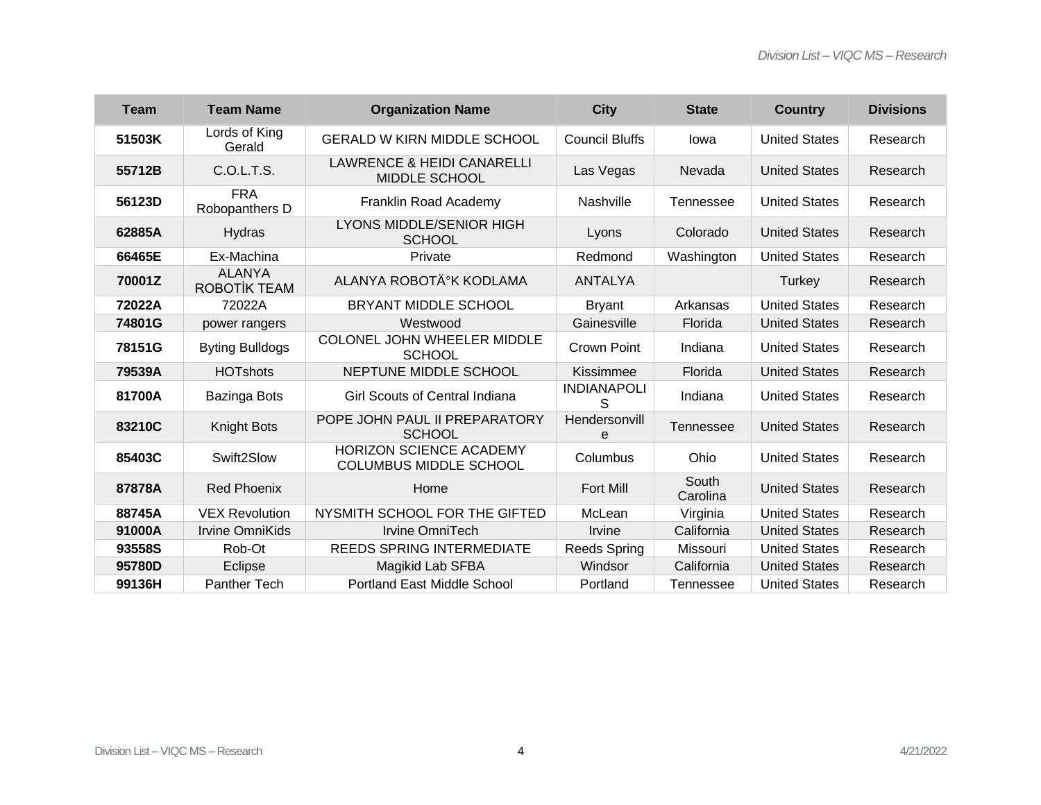| Team | Team Name | Organization Name | City | State | Country | Divisions |
| --- | --- | --- | --- | --- | --- | --- |
| **51503K** | Lords of King Gerald | GERALD W KIRN MIDDLE SCHOOL | Council Bluffs | Iowa | United States | Research |
| **55712B** | C.O.L.T.S. | LAWRENCE & HEIDI CANARELLI MIDDLE SCHOOL | Las Vegas | Nevada | United States | Research |
| **56123D** | FRA Robopanthers D | Franklin Road Academy | Nashville | Tennessee | United States | Research |
| **62885A** | Hydras | LYONS MIDDLE/SENIOR HIGH SCHOOL | Lyons | Colorado | United States | Research |
| **66465E** | Ex-Machina | Private | Redmond | Washington | United States | Research |
| **70001Z** | ALANYA ROBOTİK TEAM | ALANYA ROBOTÄ°K KODLAMA | ANTALYA | | Turkey | Research |
| **72022A** | 72022A | BRYANT MIDDLE SCHOOL | Bryant | Arkansas | United States | Research |
| **74801G** | power rangers | Westwood | Gainesville | Florida | United States | Research |
| **78151G** | Byting Bulldogs | COLONEL JOHN WHEELER MIDDLE SCHOOL | Crown Point | Indiana | United States | Research |
| **79539A** | HOTshots | NEPTUNE MIDDLE SCHOOL | Kissimmee | Florida | United States | Research |
| **81700A** | Bazinga Bots | Girl Scouts of Central Indiana | INDIANAPOLIS | Indiana | United States | Research |
| **83210C** | Knight Bots | POPE JOHN PAUL II PREPARATORY SCHOOL | Hendersonville | Tennessee | United States | Research |
| **85403C** | Swift2Slow | HORIZON SCIENCE ACADEMY COLUMBUS MIDDLE SCHOOL | Columbus | Ohio | United States | Research |
| **87878A** | Red Phoenix | Home | Fort Mill | South Carolina | United States | Research |
| **88745A** | VEX Revolution | NYSMITH SCHOOL FOR THE GIFTED | McLean | Virginia | United States | Research |
| **91000A** | Irvine OmniKids | Irvine OmniTech | Irvine | California | United States | Research |
| **93558S** | Rob-Ot | REEDS SPRING INTERMEDIATE | Reeds Spring | Missouri | United States | Research |
| **95780D** | Eclipse | Magikid Lab SFBA | Windsor | California | United States | Research |
| **99136H** | Panther Tech | Portland East Middle School | Portland | Tennessee | United States | Research |